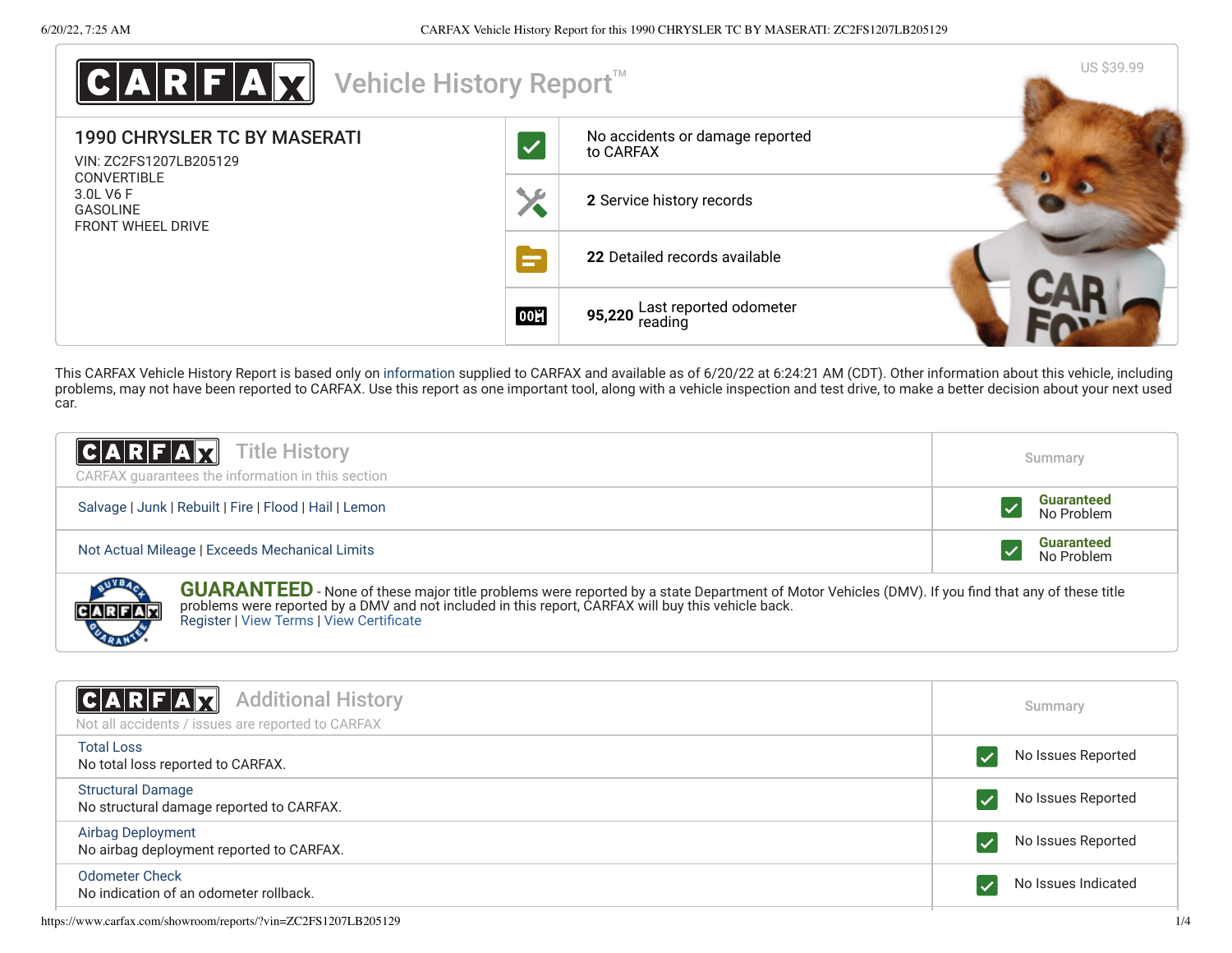# CARFAX Vehicle History Report™

US $39.99

**1990 CHRYSLER TC BY MASERATI**

VIN: ZC2FS1207LB205129
CONVERTIBLE
3.0L V6 F
GASOLINE
FRONT WHEEL DRIVE

- No accidents or damage reported to CARFAX
- **2** Service history records
- **22** Detailed records available
- **95,220** Last reported odometer reading

This CARFAX Vehicle History Report is based only on information supplied to CARFAX and available as of 6/20/22 at 6:24:21 AM (CDT). Other information about this vehicle, including problems, may not have been reported to CARFAX. Use this report as one important tool, along with a vehicle inspection and test drive, to make a better decision about your next used car.

## CARFAX Title History

CARFAX guarantees the information in this section

| | Summary |
|---|---|
| Salvage \| Junk \| Rebuilt \| Fire \| Flood \| Hail \| Lemon | **Guaranteed** No Problem |
| Not Actual Mileage \| Exceeds Mechanical Limits | **Guaranteed** No Problem |

**GUARANTEED** - None of these major title problems were reported by a state Department of Motor Vehicles (DMV). If you find that any of these title problems were reported by a DMV and not included in this report, CARFAX will buy this vehicle back.
Register | View Terms | View Certificate

## CARFAX Additional History

Not all accidents / issues are reported to CARFAX

| | Summary |
|---|---|
| Total Loss<br>No total loss reported to CARFAX. | No Issues Reported |
| Structural Damage<br>No structural damage reported to CARFAX. | No Issues Reported |
| Airbag Deployment<br>No airbag deployment reported to CARFAX. | No Issues Reported |
| Odometer Check<br>No indication of an odometer rollback. | No Issues Indicated |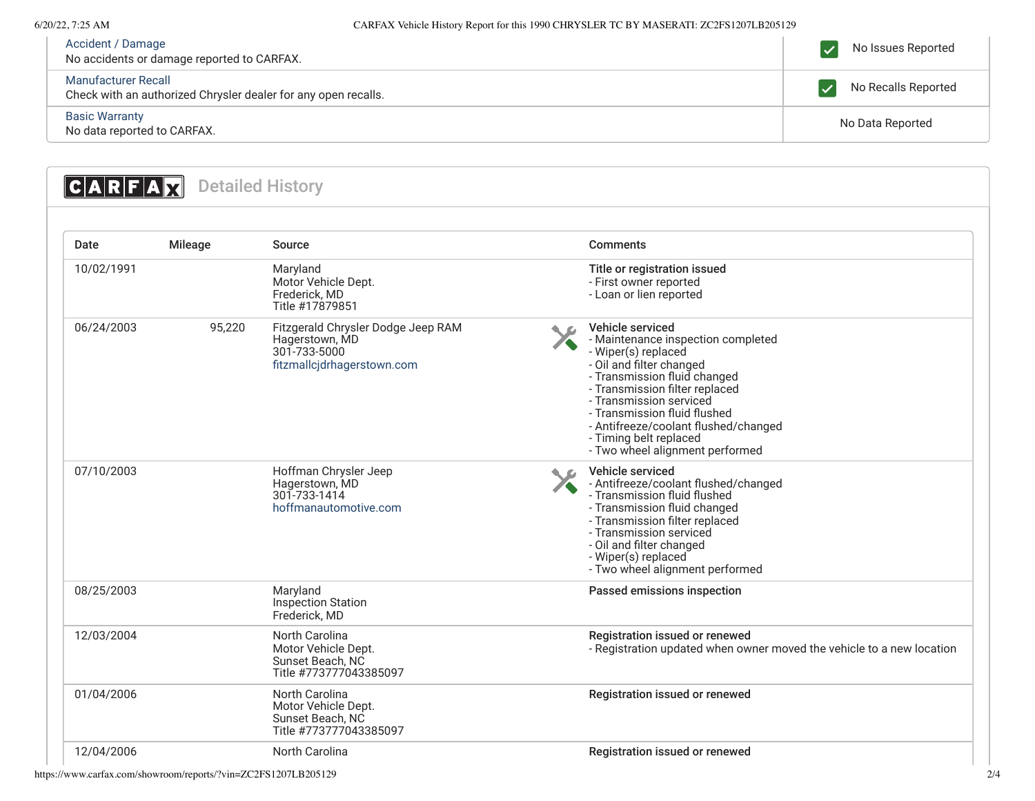| | |
|---|---|
| Accident / Damage<br>No accidents or damage reported to CARFAX. | No Issues Reported |
| Manufacturer Recall<br>Check with an authorized Chrysler dealer for any open recalls. | No Recalls Reported |
| Basic Warranty<br>No data reported to CARFAX. | No Data Reported |

## CARFAX Detailed History

| Date | Mileage | Source | Comments |
|---|---|---|---|
| 10/02/1991 | | Maryland<br>Motor Vehicle Dept.<br>Frederick, MD<br>Title #17879851 | **Title or registration issued**<br>- First owner reported<br>- Loan or lien reported |
| 06/24/2003 | 95,220 | Fitzgerald Chrysler Dodge Jeep RAM<br>Hagerstown, MD<br>301-733-5000<br>fitzmallcjdrhagerstown.com | **Vehicle serviced**<br>- Maintenance inspection completed<br>- Wiper(s) replaced<br>- Oil and filter changed<br>- Transmission fluid changed<br>- Transmission filter replaced<br>- Transmission serviced<br>- Transmission fluid flushed<br>- Antifreeze/coolant flushed/changed<br>- Timing belt replaced<br>- Two wheel alignment performed |
| 07/10/2003 | | Hoffman Chrysler Jeep<br>Hagerstown, MD<br>301-733-1414<br>hoffmanautomotive.com | **Vehicle serviced**<br>- Antifreeze/coolant flushed/changed<br>- Transmission fluid flushed<br>- Transmission fluid changed<br>- Transmission filter replaced<br>- Transmission serviced<br>- Oil and filter changed<br>- Wiper(s) replaced<br>- Two wheel alignment performed |
| 08/25/2003 | | Maryland<br>Inspection Station<br>Frederick, MD | **Passed emissions inspection** |
| 12/03/2004 | | North Carolina<br>Motor Vehicle Dept.<br>Sunset Beach, NC<br>Title #773777043385097 | **Registration issued or renewed**<br>- Registration updated when owner moved the vehicle to a new location |
| 01/04/2006 | | North Carolina<br>Motor Vehicle Dept.<br>Sunset Beach, NC<br>Title #773777043385097 | **Registration issued or renewed** |
| 12/04/2006 | | North Carolina | **Registration issued or renewed** |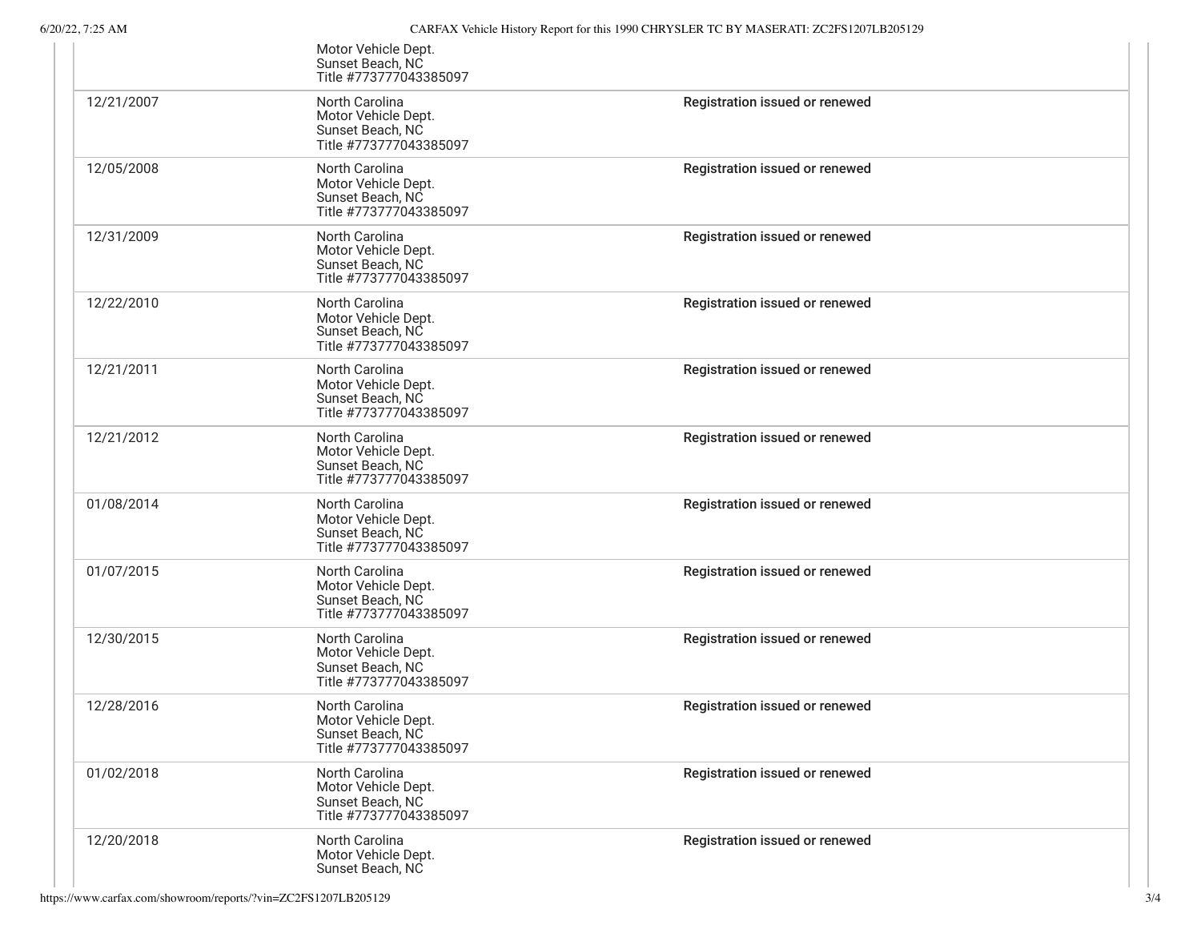| | | |
|---|---|---|
| | Motor Vehicle Dept.<br>Sunset Beach, NC<br>Title #773777043385097 | |
| 12/21/2007 | North Carolina<br>Motor Vehicle Dept.<br>Sunset Beach, NC<br>Title #773777043385097 | Registration issued or renewed |
| 12/05/2008 | North Carolina<br>Motor Vehicle Dept.<br>Sunset Beach, NC<br>Title #773777043385097 | Registration issued or renewed |
| 12/31/2009 | North Carolina<br>Motor Vehicle Dept.<br>Sunset Beach, NC<br>Title #773777043385097 | Registration issued or renewed |
| 12/22/2010 | North Carolina<br>Motor Vehicle Dept.<br>Sunset Beach, NC<br>Title #773777043385097 | Registration issued or renewed |
| 12/21/2011 | North Carolina<br>Motor Vehicle Dept.<br>Sunset Beach, NC<br>Title #773777043385097 | Registration issued or renewed |
| 12/21/2012 | North Carolina<br>Motor Vehicle Dept.<br>Sunset Beach, NC<br>Title #773777043385097 | Registration issued or renewed |
| 01/08/2014 | North Carolina<br>Motor Vehicle Dept.<br>Sunset Beach, NC<br>Title #773777043385097 | Registration issued or renewed |
| 01/07/2015 | North Carolina<br>Motor Vehicle Dept.<br>Sunset Beach, NC<br>Title #773777043385097 | Registration issued or renewed |
| 12/30/2015 | North Carolina<br>Motor Vehicle Dept.<br>Sunset Beach, NC<br>Title #773777043385097 | Registration issued or renewed |
| 12/28/2016 | North Carolina<br>Motor Vehicle Dept.<br>Sunset Beach, NC<br>Title #773777043385097 | Registration issued or renewed |
| 01/02/2018 | North Carolina<br>Motor Vehicle Dept.<br>Sunset Beach, NC<br>Title #773777043385097 | Registration issued or renewed |
| 12/20/2018 | North Carolina<br>Motor Vehicle Dept.<br>Sunset Beach, NC | Registration issued or renewed |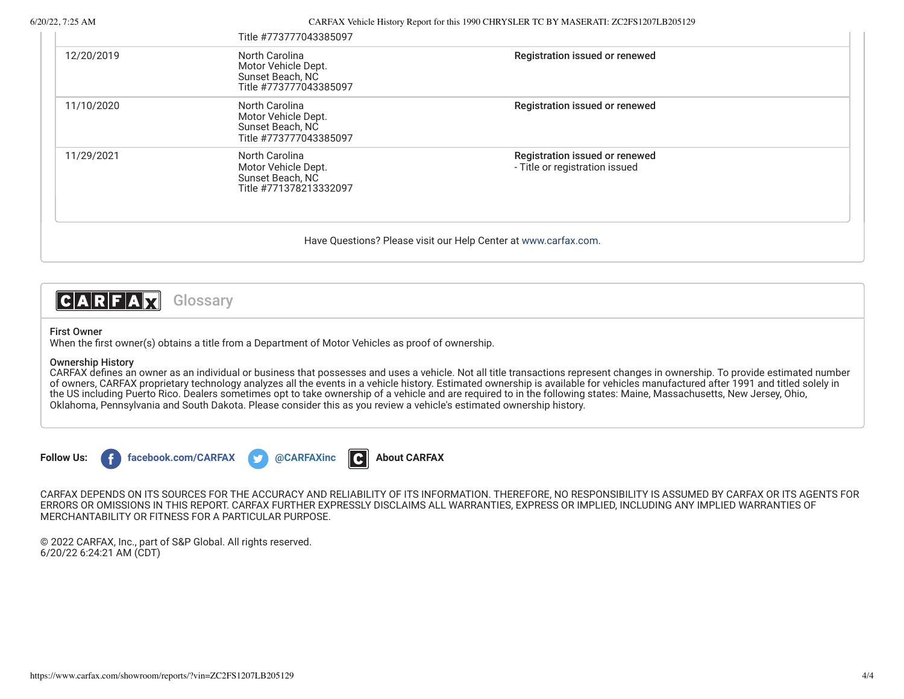| | | |
|---|---|---|
| | Title #773777043385097 | |
| 12/20/2019 | North Carolina<br>Motor Vehicle Dept.<br>Sunset Beach, NC<br>Title #773777043385097 | **Registration issued or renewed** |
| 11/10/2020 | North Carolina<br>Motor Vehicle Dept.<br>Sunset Beach, NC<br>Title #773777043385097 | **Registration issued or renewed** |
| 11/29/2021 | North Carolina<br>Motor Vehicle Dept.<br>Sunset Beach, NC<br>Title #771378213332097 | **Registration issued or renewed**<br>- Title or registration issued |

Have Questions? Please visit our Help Center at www.carfax.com.

## CARFAX Glossary

**First Owner**
When the first owner(s) obtains a title from a Department of Motor Vehicles as proof of ownership.

**Ownership History**
CARFAX defines an owner as an individual or business that possesses and uses a vehicle. Not all title transactions represent changes in ownership. To provide estimated number of owners, CARFAX proprietary technology analyzes all the events in a vehicle history. Estimated ownership is available for vehicles manufactured after 1991 and titled solely in the US including Puerto Rico. Dealers sometimes opt to take ownership of a vehicle and are required to in the following states: Maine, Massachusetts, New Jersey, Ohio, Oklahoma, Pennsylvania and South Dakota. Please consider this as you review a vehicle's estimated ownership history.

**Follow Us:** facebook.com/CARFAX @CARFAXinc **About CARFAX**

CARFAX DEPENDS ON ITS SOURCES FOR THE ACCURACY AND RELIABILITY OF ITS INFORMATION. THEREFORE, NO RESPONSIBILITY IS ASSUMED BY CARFAX OR ITS AGENTS FOR ERRORS OR OMISSIONS IN THIS REPORT. CARFAX FURTHER EXPRESSLY DISCLAIMS ALL WARRANTIES, EXPRESS OR IMPLIED, INCLUDING ANY IMPLIED WARRANTIES OF MERCHANTABILITY OR FITNESS FOR A PARTICULAR PURPOSE.

© 2022 CARFAX, Inc., part of S&P Global. All rights reserved.
6/20/22 6:24:21 AM (CDT)